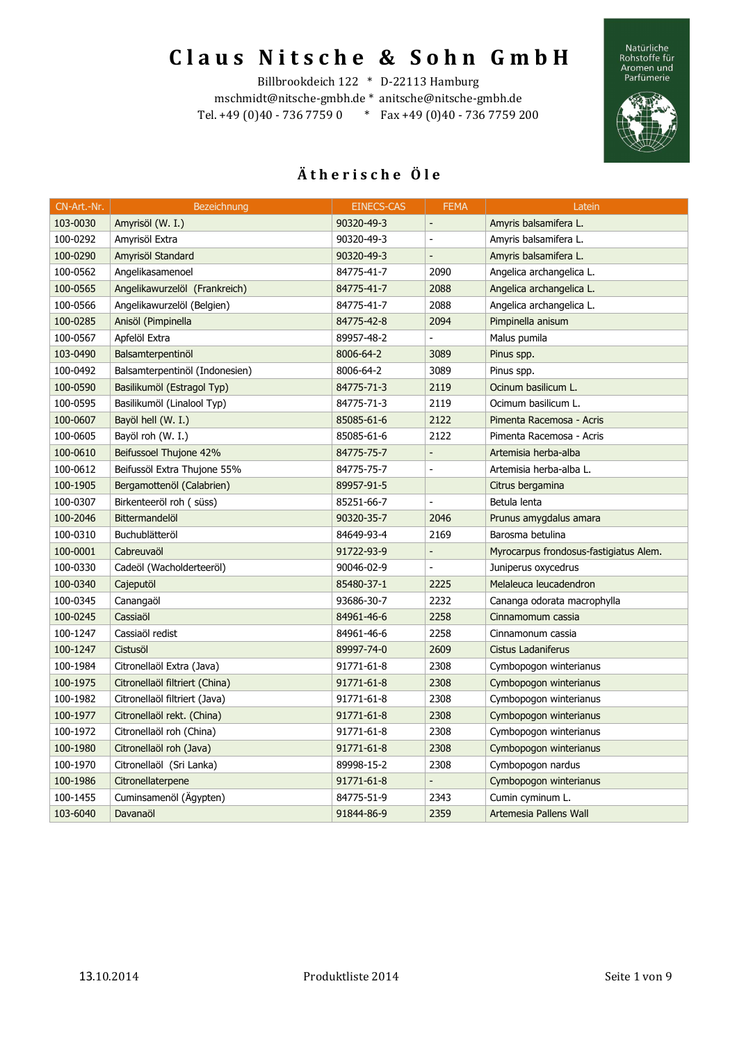# Claus Nitsche & Sohn GmbH

Billbrookdeich 122 * D-22113 Hamburg
mschmidt@nitsche-gmbh.de * anitsche@nitsche-gmbh.de
Tel. +49 (0)40 - 736 7759 0 * Fax +49 (0)40 - 736 7759 200

Natürliche Rohstoffe für Aromen und Parfümerie

## Ätherische Öle

| CN-Art.-Nr. | Bezeichnung | EINECS-CAS | FEMA | Latein |
|---|---|---|---|---|
| 103-0030 | Amyrisöl (W. I.) | 90320-49-3 | - | Amyris balsamifera L. |
| 100-0292 | Amyrisöl Extra | 90320-49-3 | - | Amyris balsamifera L. |
| 100-0290 | Amyrisöl Standard | 90320-49-3 | - | Amyris balsamifera L. |
| 100-0562 | Angelikasamenoel | 84775-41-7 | 2090 | Angelica archangelica L. |
| 100-0565 | Angelikawurzelöl (Frankreich) | 84775-41-7 | 2088 | Angelica archangelica L. |
| 100-0566 | Angelikawurzelöl (Belgien) | 84775-41-7 | 2088 | Angelica archangelica L. |
| 100-0285 | Anisöl (Pimpinella | 84775-42-8 | 2094 | Pimpinella anisum |
| 100-0567 | Apfelöl Extra | 89957-48-2 | - | Malus pumila |
| 103-0490 | Balsamterpentinöl | 8006-64-2 | 3089 | Pinus spp. |
| 100-0492 | Balsamterpentinöl (Indonesien) | 8006-64-2 | 3089 | Pinus spp. |
| 100-0590 | Basilikumöl (Estragol Typ) | 84775-71-3 | 2119 | Ocinum basilicum L. |
| 100-0595 | Basilikumöl (Linalool Typ) | 84775-71-3 | 2119 | Ocimum basilicum L. |
| 100-0607 | Bayöl hell (W. I.) | 85085-61-6 | 2122 | Pimenta Racemosa - Acris |
| 100-0605 | Bayöl roh (W. I.) | 85085-61-6 | 2122 | Pimenta Racemosa - Acris |
| 100-0610 | Beifussoel Thujone 42% | 84775-75-7 | - | Artemisia herba-alba |
| 100-0612 | Beifussöl Extra Thujone 55% | 84775-75-7 | - | Artemisia herba-alba L. |
| 100-1905 | Bergamottenöl (Calabrien) | 89957-91-5 | | Citrus bergamina |
| 100-0307 | Birkenteeröl roh ( süss) | 85251-66-7 | - | Betula lenta |
| 100-2046 | Bittermandelöl | 90320-35-7 | 2046 | Prunus amygdalus amara |
| 100-0310 | Buchublätteröl | 84649-93-4 | 2169 | Barosma betulina |
| 100-0001 | Cabreuvaöl | 91722-93-9 | - | Myrocarpus frondosus-fastigiatus Alem. |
| 100-0330 | Cadeöl (Wacholderteeröl) | 90046-02-9 | - | Juniperus oxycedrus |
| 100-0340 | Cajeputöl | 85480-37-1 | 2225 | Melaleuca leucadendron |
| 100-0345 | Canangaöl | 93686-30-7 | 2232 | Cananga odorata macrophylla |
| 100-0245 | Cassiaöl | 84961-46-6 | 2258 | Cinnamomum cassia |
| 100-1247 | Cassiaöl redist | 84961-46-6 | 2258 | Cinnamonum cassia |
| 100-1247 | Cistusöl | 89997-74-0 | 2609 | Cistus Ladaniferus |
| 100-1984 | Citronellaöl Extra (Java) | 91771-61-8 | 2308 | Cymbopogon winterianus |
| 100-1975 | Citronellaöl filtriert (China) | 91771-61-8 | 2308 | Cymbopogon winterianus |
| 100-1982 | Citronellaöl filtriert (Java) | 91771-61-8 | 2308 | Cymbopogon winterianus |
| 100-1977 | Citronellaöl rekt. (China) | 91771-61-8 | 2308 | Cymbopogon winterianus |
| 100-1972 | Citronellaöl roh (China) | 91771-61-8 | 2308 | Cymbopogon winterianus |
| 100-1980 | Citronellaöl roh (Java) | 91771-61-8 | 2308 | Cymbopogon winterianus |
| 100-1970 | Citronellaöl (Sri Lanka) | 89998-15-2 | 2308 | Cymbopogon nardus |
| 100-1986 | Citronellaterpene | 91771-61-8 | - | Cymbopogon winterianus |
| 100-1455 | Cuminsamenöl (Ägypten) | 84775-51-9 | 2343 | Cumin cyminum L. |
| 103-6040 | Davanaöl | 91844-86-9 | 2359 | Artemesia Pallens Wall |

13.10.2014 Produktliste 2014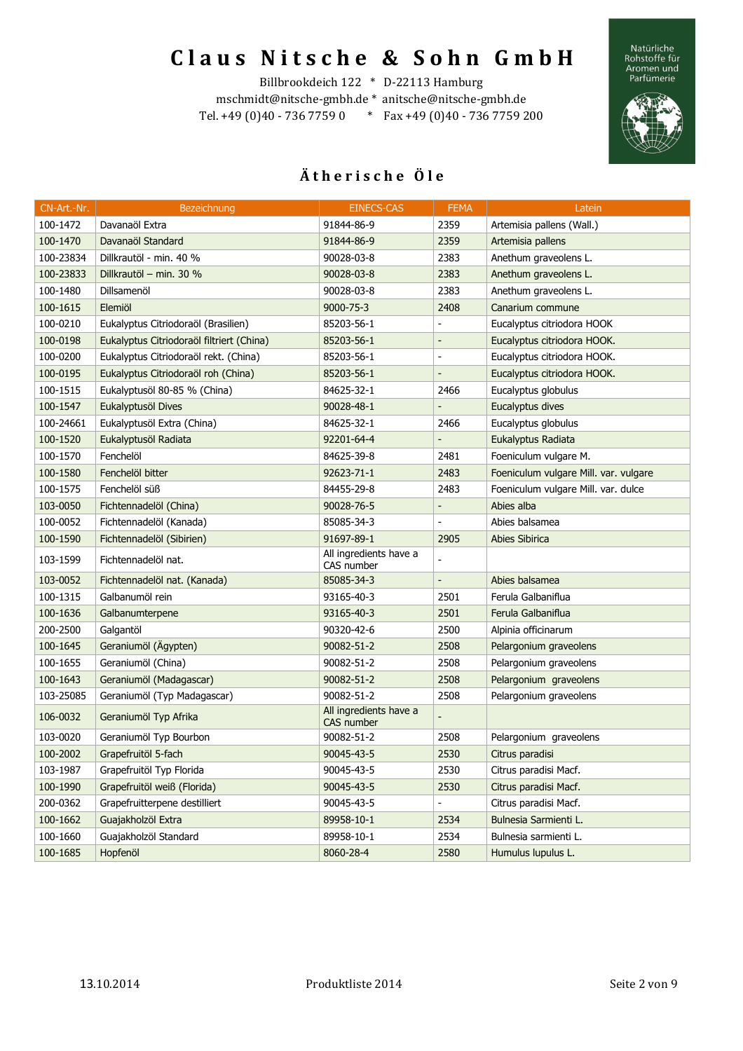# Claus Nitsche & Sohn GmbH

Billbrookdeich 122 * D-22113 Hamburg
mschmidt@nitsche-gmbh.de * anitsche@nitsche-gmbh.de
Tel. +49 (0)40 - 736 7759 0 * Fax +49 (0)40 - 736 7759 200

Natürliche Rohstoffe für Aromen und Parfümerie

## Ätherische Öle

| CN-Art.-Nr. | Bezeichnung | EINECS-CAS | FEMA | Latein |
|---|---|---|---|---|
| 100-1472 | Davanaöl Extra | 91844-86-9 | 2359 | Artemisia pallens (Wall.) |
| 100-1470 | Davanaöl Standard | 91844-86-9 | 2359 | Artemisia pallens |
| 100-23834 | Dillkrautöl - min. 40 % | 90028-03-8 | 2383 | Anethum graveolens L. |
| 100-23833 | Dillkrautöl – min. 30 % | 90028-03-8 | 2383 | Anethum graveolens L. |
| 100-1480 | Dillsamenöl | 90028-03-8 | 2383 | Anethum graveolens L. |
| 100-1615 | Elemiöl | 9000-75-3 | 2408 | Canarium commune |
| 100-0210 | Eukalyptus Citriodoraöl (Brasilien) | 85203-56-1 | - | Eucalyptus citriodora HOOK |
| 100-0198 | Eukalyptus Citriodoraöl filtriert (China) | 85203-56-1 | - | Eucalyptus citriodora HOOK. |
| 100-0200 | Eukalyptus Citriodoraöl rekt. (China) | 85203-56-1 | - | Eucalyptus citriodora HOOK. |
| 100-0195 | Eukalyptus Citriodoraöl roh (China) | 85203-56-1 | - | Eucalyptus citriodora HOOK. |
| 100-1515 | Eukalyptusöl 80-85 % (China) | 84625-32-1 | 2466 | Eucalyptus globulus |
| 100-1547 | Eukalyptusöl Dives | 90028-48-1 | - | Eucalyptus dives |
| 100-24661 | Eukalyptusöl Extra (China) | 84625-32-1 | 2466 | Eucalyptus globulus |
| 100-1520 | Eukalyptusöl Radiata | 92201-64-4 | - | Eukalyptus Radiata |
| 100-1570 | Fenchelöl | 84625-39-8 | 2481 | Foeniculum vulgare M. |
| 100-1580 | Fenchelöl bitter | 92623-71-1 | 2483 | Foeniculum vulgare Mill. var. vulgare |
| 100-1575 | Fenchelöl süß | 84455-29-8 | 2483 | Foeniculum vulgare Mill. var. dulce |
| 103-0050 | Fichtennadelöl (China) | 90028-76-5 | - | Abies alba |
| 100-0052 | Fichtennadelöl (Kanada) | 85085-34-3 | - | Abies balsamea |
| 100-1590 | Fichtennadelöl (Sibirien) | 91697-89-1 | 2905 | Abies Sibirica |
| 103-1599 | Fichtennadelöl nat. | All ingredients have a CAS number | - | |
| 103-0052 | Fichtennadelöl nat. (Kanada) | 85085-34-3 | - | Abies balsamea |
| 100-1315 | Galbanumöl rein | 93165-40-3 | 2501 | Ferula Galbaniflua |
| 100-1636 | Galbanumterpene | 93165-40-3 | 2501 | Ferula Galbaniflua |
| 200-2500 | Galgantöl | 90320-42-6 | 2500 | Alpinia officinarum |
| 100-1645 | Geraniumöl (Ägypten) | 90082-51-2 | 2508 | Pelargonium graveolens |
| 100-1655 | Geraniumöl (China) | 90082-51-2 | 2508 | Pelargonium graveolens |
| 100-1643 | Geraniumöl (Madagascar) | 90082-51-2 | 2508 | Pelargonium graveolens |
| 103-25085 | Geraniumöl (Typ Madagascar) | 90082-51-2 | 2508 | Pelargonium graveolens |
| 106-0032 | Geraniumöl Typ Afrika | All ingredients have a CAS number | - | |
| 103-0020 | Geraniumöl Typ Bourbon | 90082-51-2 | 2508 | Pelargonium graveolens |
| 100-2002 | Grapefruitöl 5-fach | 90045-43-5 | 2530 | Citrus paradisi |
| 103-1987 | Grapefruitöl Typ Florida | 90045-43-5 | 2530 | Citrus paradisi Macf. |
| 100-1990 | Grapefruitöl weiß (Florida) | 90045-43-5 | 2530 | Citrus paradisi Macf. |
| 200-0362 | Grapefruitterpene destilliert | 90045-43-5 | - | Citrus paradisi Macf. |
| 100-1662 | Guajakholzöl Extra | 89958-10-1 | 2534 | Bulnesia Sarmienti L. |
| 100-1660 | Guajakholzöl Standard | 89958-10-1 | 2534 | Bulnesia sarmienti L. |
| 100-1685 | Hopfenöl | 8060-28-4 | 2580 | Humulus lupulus L. |

13.10.2014 Produktliste 2014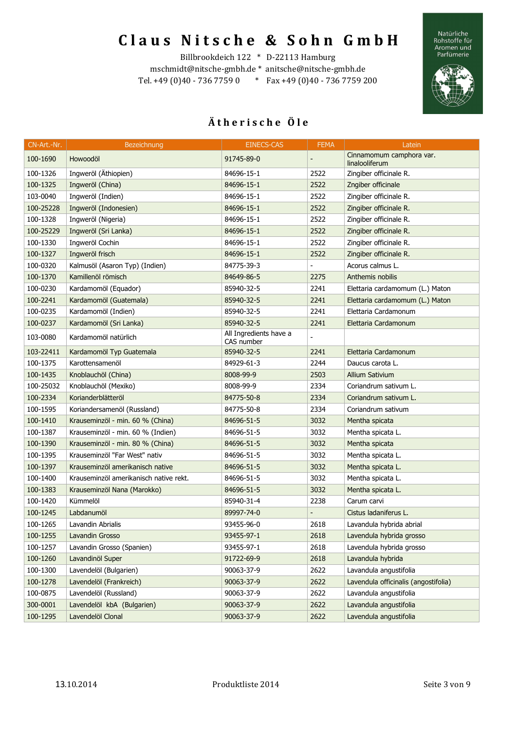# Claus Nitsche & Sohn GmbH

Billbrookdeich 122 * D-22113 Hamburg
mschmidt@nitsche-gmbh.de * anitsche@nitsche-gmbh.de
Tel. +49 (0)40 - 736 7759 0 * Fax +49 (0)40 - 736 7759 200

Natürliche Rohstoffe für Aromen und Parfümerie

## Ätherische Öle

| CN-Art.-Nr. | Bezeichnung | EINECS-CAS | FEMA | Latein |
|---|---|---|---|---|
| 100-1690 | Howoodöl | 91745-89-0 | - | Cinnamomum camphora var. linalooliferum |
| 100-1326 | Ingweröl (Äthiopien) | 84696-15-1 | 2522 | Zingiber officinale R. |
| 100-1325 | Ingweröl (China) | 84696-15-1 | 2522 | Zngiber officinale |
| 103-0040 | Ingweröl (Indien) | 84696-15-1 | 2522 | Zingiber officinale R. |
| 100-25228 | Ingweröl (Indonesien) | 84696-15-1 | 2522 | Zingiber officinale R. |
| 100-1328 | Ingweröl (Nigeria) | 84696-15-1 | 2522 | Zingiber officinale R. |
| 100-25229 | Ingweröl (Sri Lanka) | 84696-15-1 | 2522 | Zingiber officinale R. |
| 100-1330 | Ingweröl Cochin | 84696-15-1 | 2522 | Zingiber officinale R. |
| 100-1327 | Ingweröl frisch | 84696-15-1 | 2522 | Zingiber officinale R. |
| 100-0320 | Kalmusöl (Asaron Typ) (Indien) | 84775-39-3 | - | Acorus calmus L. |
| 100-1370 | Kamillenöl römisch | 84649-86-5 | 2275 | Anthemis nobilis |
| 100-0230 | Kardamomöl (Equador) | 85940-32-5 | 2241 | Elettaria cardamomum (L.) Maton |
| 100-2241 | Kardamomöl (Guatemala) | 85940-32-5 | 2241 | Elettaria cardamomum (L.) Maton |
| 100-0235 | Kardamomöl (Indien) | 85940-32-5 | 2241 | Elettaria Cardamonum |
| 100-0237 | Kardamomöl (Sri Lanka) | 85940-32-5 | 2241 | Elettaria Cardamonum |
| 103-0080 | Kardamomöl natürlich | All Ingredients have a CAS number | - | |
| 103-22411 | Kardamomöl Typ Guatemala | 85940-32-5 | 2241 | Elettaria Cardamonum |
| 100-1375 | Karottensamenöl | 84929-61-3 | 2244 | Daucus carota L. |
| 100-1435 | Knoblauchöl (China) | 8008-99-9 | 2503 | Allium Sativium |
| 100-25032 | Knoblauchöl (Mexiko) | 8008-99-9 | 2334 | Coriandrum sativum L. |
| 100-2334 | Korianderblätteröl | 84775-50-8 | 2334 | Coriandrum sativum L. |
| 100-1595 | Koriandersamenöl (Russland) | 84775-50-8 | 2334 | Coriandrum sativum |
| 100-1410 | Krauseminzöl - min. 60 % (China) | 84696-51-5 | 3032 | Mentha spicata |
| 100-1387 | Krauseminzöl - min. 60 % (Indien) | 84696-51-5 | 3032 | Mentha spicata L. |
| 100-1390 | Krauseminzöl - min. 80 % (China) | 84696-51-5 | 3032 | Mentha spicata |
| 100-1395 | Krauseminzöl "Far West" nativ | 84696-51-5 | 3032 | Mentha spicata L. |
| 100-1397 | Krauseminzöl amerikanisch native | 84696-51-5 | 3032 | Mentha spicata L. |
| 100-1400 | Krauseminzöl amerikanisch native rekt. | 84696-51-5 | 3032 | Mentha spicata L. |
| 100-1383 | Krauseminzöl Nana (Marokko) | 84696-51-5 | 3032 | Mentha spicata L. |
| 100-1420 | Kümmelöl | 85940-31-4 | 2238 | Carum carvi |
| 100-1245 | Labdanumöl | 89997-74-0 | - | Cistus ladaniferus L. |
| 100-1265 | Lavandin Abrialis | 93455-96-0 | 2618 | Lavandula hybrida abrial |
| 100-1255 | Lavandin Grosso | 93455-97-1 | 2618 | Lavandula hybrida grosso |
| 100-1257 | Lavandin Grosso (Spanien) | 93455-97-1 | 2618 | Lavandula hybrida grosso |
| 100-1260 | Lavandinöl Super | 91722-69-9 | 2618 | Lavandula hybrida |
| 100-1300 | Lavendelöl (Bulgarien) | 90063-37-9 | 2622 | Lavandula angustifolia |
| 100-1278 | Lavendelöl (Frankreich) | 90063-37-9 | 2622 | Lavandula officinalis (angostifolia) |
| 100-0875 | Lavendelöl (Russland) | 90063-37-9 | 2622 | Lavandula angustifolia |
| 300-0001 | Lavendelöl kbA (Bulgarien) | 90063-37-9 | 2622 | Lavandula angustifolia |
| 100-1295 | Lavendelöl Clonal | 90063-37-9 | 2622 | Lavandula angustifolia |

13.10.2014 Produktliste 2014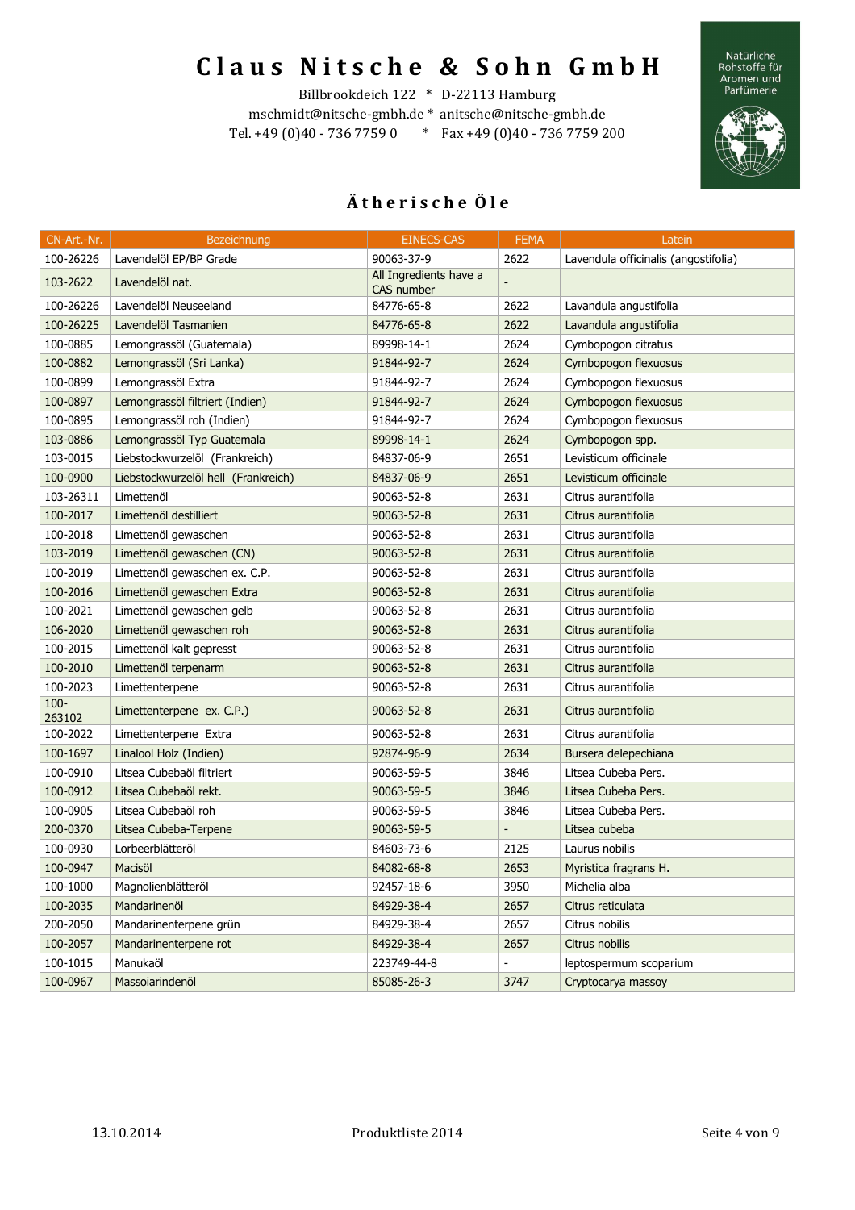# Claus Nitsche & Sohn GmbH

Billbrookdeich 122 * D-22113 Hamburg
mschmidt@nitsche-gmbh.de * anitsche@nitsche-gmbh.de
Tel. +49 (0)40 - 736 7759 0 * Fax +49 (0)40 - 736 7759 200

Natürliche Rohstoffe für Aromen und Parfümerie

## Ätherische Öle

| CN-Art.-Nr. | Bezeichnung | EINECS-CAS | FEMA | Latein |
|---|---|---|---|---|
| 100-26226 | Lavendelöl EP/BP Grade | 90063-37-9 | 2622 | Lavendula officinalis (angostifolia) |
| 103-2622 | Lavendelöl nat. | All Ingredients have a CAS number | - | |
| 100-26226 | Lavendelöl Neuseeland | 84776-65-8 | 2622 | Lavandula angustifolia |
| 100-26225 | Lavendelöl Tasmanien | 84776-65-8 | 2622 | Lavandula angustifolia |
| 100-0885 | Lemongrassöl (Guatemala) | 89998-14-1 | 2624 | Cymbopogon citratus |
| 100-0882 | Lemongrassöl (Sri Lanka) | 91844-92-7 | 2624 | Cymbopogon flexuosus |
| 100-0899 | Lemongrassöl Extra | 91844-92-7 | 2624 | Cymbopogon flexuosus |
| 100-0897 | Lemongrassöl filtriert (Indien) | 91844-92-7 | 2624 | Cymbopogon flexuosus |
| 100-0895 | Lemongrassöl roh (Indien) | 91844-92-7 | 2624 | Cymbopogon flexuosus |
| 103-0886 | Lemongrassöl Typ Guatemala | 89998-14-1 | 2624 | Cymbopogon spp. |
| 103-0015 | Liebstockwurzelöl (Frankreich) | 84837-06-9 | 2651 | Levisticum officinale |
| 100-0900 | Liebstockwurzelöl hell (Frankreich) | 84837-06-9 | 2651 | Levisticum officinale |
| 103-26311 | Limettenöl | 90063-52-8 | 2631 | Citrus aurantifolia |
| 100-2017 | Limettenöl destilliert | 90063-52-8 | 2631 | Citrus aurantifolia |
| 100-2018 | Limettenöl gewaschen | 90063-52-8 | 2631 | Citrus aurantifolia |
| 103-2019 | Limettenöl gewaschen (CN) | 90063-52-8 | 2631 | Citrus aurantifolia |
| 100-2019 | Limettenöl gewaschen ex. C.P. | 90063-52-8 | 2631 | Citrus aurantifolia |
| 100-2016 | Limettenöl gewaschen Extra | 90063-52-8 | 2631 | Citrus aurantifolia |
| 100-2021 | Limettenöl gewaschen gelb | 90063-52-8 | 2631 | Citrus aurantifolia |
| 106-2020 | Limettenöl gewaschen roh | 90063-52-8 | 2631 | Citrus aurantifolia |
| 100-2015 | Limettenöl kalt gepresst | 90063-52-8 | 2631 | Citrus aurantifolia |
| 100-2010 | Limettenöl terpenarm | 90063-52-8 | 2631 | Citrus aurantifolia |
| 100-2023 | Limettenterpene | 90063-52-8 | 2631 | Citrus aurantifolia |
| 100-263102 | Limettenterpene ex. C.P.) | 90063-52-8 | 2631 | Citrus aurantifolia |
| 100-2022 | Limettenterpene Extra | 90063-52-8 | 2631 | Citrus aurantifolia |
| 100-1697 | Linalool Holz (Indien) | 92874-96-9 | 2634 | Bursera delepechiana |
| 100-0910 | Litsea Cubebaöl filtriert | 90063-59-5 | 3846 | Litsea Cubeba Pers. |
| 100-0912 | Litsea Cubebaöl rekt. | 90063-59-5 | 3846 | Litsea Cubeba Pers. |
| 100-0905 | Litsea Cubebaöl roh | 90063-59-5 | 3846 | Litsea Cubeba Pers. |
| 200-0370 | Litsea Cubeba-Terpene | 90063-59-5 | - | Litsea cubeba |
| 100-0930 | Lorbeerblätteröl | 84603-73-6 | 2125 | Laurus nobilis |
| 100-0947 | Macisöl | 84082-68-8 | 2653 | Myristica fragrans H. |
| 100-1000 | Magnolienblätteröl | 92457-18-6 | 3950 | Michelia alba |
| 100-2035 | Mandarinenöl | 84929-38-4 | 2657 | Citrus reticulata |
| 200-2050 | Mandarinenterpene grün | 84929-38-4 | 2657 | Citrus nobilis |
| 100-2057 | Mandarinenterpene rot | 84929-38-4 | 2657 | Citrus nobilis |
| 100-1015 | Manukaöl | 223749-44-8 | - | leptospermum scoparium |
| 100-0967 | Massoiarindenöl | 85085-26-3 | 3747 | Cryptocarya massoy |

13.10.2014 Produktliste 2014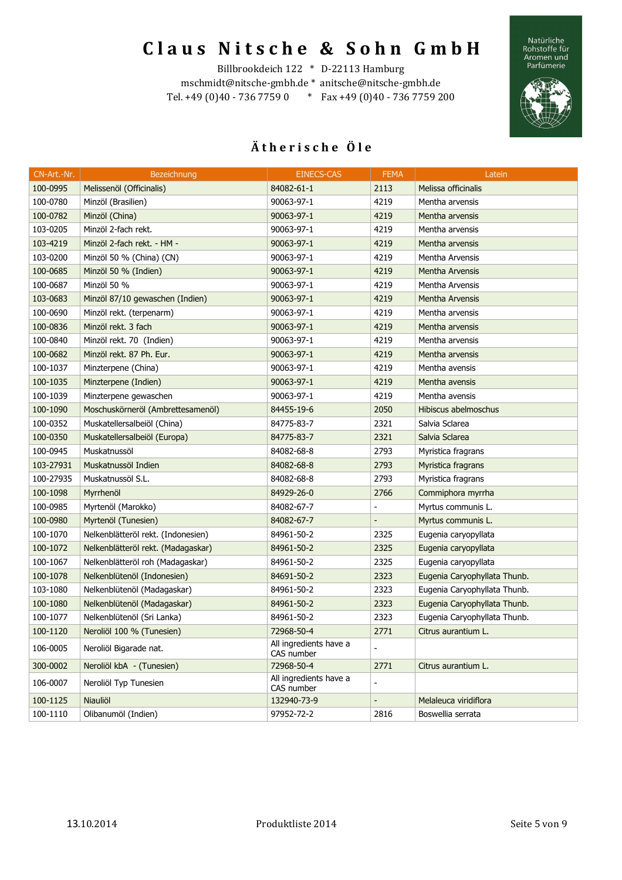# Claus Nitsche & Sohn GmbH

Billbrookdeich 122 * D-22113 Hamburg
mschmidt@nitsche-gmbh.de * anitsche@nitsche-gmbh.de
Tel. +49 (0)40 - 736 7759 0 * Fax +49 (0)40 - 736 7759 200

Natürliche Rohstoffe für Aromen und Parfümerie

## Ätherische Öle

| CN-Art.-Nr. | Bezeichnung | EINECS-CAS | FEMA | Latein |
|---|---|---|---|---|
| 100-0995 | Melissenöl (Officinalis) | 84082-61-1 | 2113 | Melissa officinalis |
| 100-0780 | Minzöl (Brasilien) | 90063-97-1 | 4219 | Mentha arvensis |
| 100-0782 | Minzöl (China) | 90063-97-1 | 4219 | Mentha arvensis |
| 103-0205 | Minzöl 2-fach rekt. | 90063-97-1 | 4219 | Mentha arvensis |
| 103-4219 | Minzöl 2-fach rekt. - HM - | 90063-97-1 | 4219 | Mentha arvensis |
| 103-0200 | Minzöl 50 % (China) (CN) | 90063-97-1 | 4219 | Mentha Arvensis |
| 100-0685 | Minzöl 50 % (Indien) | 90063-97-1 | 4219 | Mentha Arvensis |
| 100-0687 | Minzöl 50 % | 90063-97-1 | 4219 | Mentha Arvensis |
| 103-0683 | Minzöl 87/10 gewaschen (Indien) | 90063-97-1 | 4219 | Mentha Arvensis |
| 100-0690 | Minzöl rekt. (terpenarm) | 90063-97-1 | 4219 | Mentha arvensis |
| 100-0836 | Minzöl rekt. 3 fach | 90063-97-1 | 4219 | Mentha arvensis |
| 100-0840 | Minzöl rekt. 70 (Indien) | 90063-97-1 | 4219 | Mentha arvensis |
| 100-0682 | Minzöl rekt. 87 Ph. Eur. | 90063-97-1 | 4219 | Mentha arvensis |
| 100-1037 | Minzterpene (China) | 90063-97-1 | 4219 | Mentha avensis |
| 100-1035 | Minzterpene (Indien) | 90063-97-1 | 4219 | Mentha avensis |
| 100-1039 | Minzterpene gewaschen | 90063-97-1 | 4219 | Mentha avensis |
| 100-1090 | Moschuskörneröl (Ambrettesamenöl) | 84455-19-6 | 2050 | Hibiscus abelmoschus |
| 100-0352 | Muskatellersalbeiöl (China) | 84775-83-7 | 2321 | Salvia Sclarea |
| 100-0350 | Muskatellersalbeiöl (Europa) | 84775-83-7 | 2321 | Salvia Sclarea |
| 100-0945 | Muskatnussöl | 84082-68-8 | 2793 | Myristica fragrans |
| 103-27931 | Muskatnussöl Indien | 84082-68-8 | 2793 | Myristica fragrans |
| 100-27935 | Muskatnussöl S.L. | 84082-68-8 | 2793 | Myristica fragrans |
| 100-1098 | Myrrhenöl | 84929-26-0 | 2766 | Commiphora myrrha |
| 100-0985 | Myrtenöl (Marokko) | 84082-67-7 | - | Myrtus communis L. |
| 100-0980 | Myrtenöl (Tunesien) | 84082-67-7 | - | Myrtus communis L. |
| 100-1070 | Nelkenblätteröl rekt. (Indonesien) | 84961-50-2 | 2325 | Eugenia caryopyllata |
| 100-1072 | Nelkenblätteröl rekt. (Madagaskar) | 84961-50-2 | 2325 | Eugenia caryopyllata |
| 100-1067 | Nelkenblätteröl roh (Madagaskar) | 84961-50-2 | 2325 | Eugenia caryopyllata |
| 100-1078 | Nelkenblütenöl (Indonesien) | 84691-50-2 | 2323 | Eugenia Caryophyllata Thunb. |
| 103-1080 | Nelkenblütenöl (Madagaskar) | 84961-50-2 | 2323 | Eugenia Caryophyllata Thunb. |
| 100-1080 | Nelkenblütenöl (Madagaskar) | 84961-50-2 | 2323 | Eugenia Caryophyllata Thunb. |
| 100-1077 | Nelkenblütenöl (Sri Lanka) | 84961-50-2 | 2323 | Eugenia Caryophyllata Thunb. |
| 100-1120 | Neroliöl 100 % (Tunesien) | 72968-50-4 | 2771 | Citrus aurantium L. |
| 106-0005 | Neroliöl Bigarade nat. | All ingredients have a CAS number | - | |
| 300-0002 | Neroliöl kbA - (Tunesien) | 72968-50-4 | 2771 | Citrus aurantium L. |
| 106-0007 | Neroliöl Typ Tunesien | All ingredients have a CAS number | - | |
| 100-1125 | Niauliöl | 132940-73-9 | - | Melaleuca viridiflora |
| 100-1110 | Olibanumöl (Indien) | 97952-72-2 | 2816 | Boswellia serrata |

13.10.2014 Produktliste 2014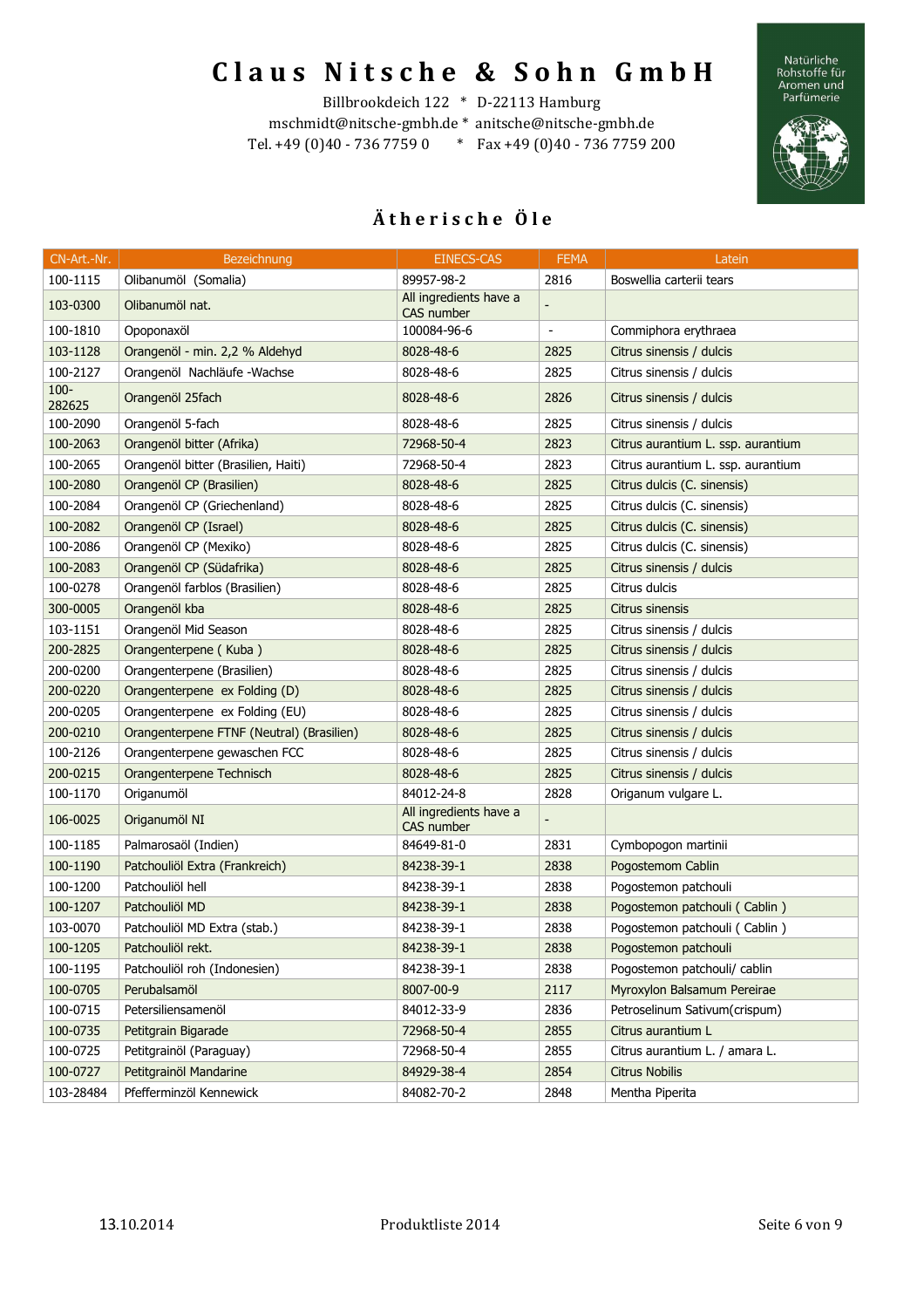# Claus Nitsche & Sohn GmbH

Billbrookdeich 122 * D-22113 Hamburg
mschmidt@nitsche-gmbh.de * anitsche@nitsche-gmbh.de
Tel. +49 (0)40 - 736 7759 0 * Fax +49 (0)40 - 736 7759 200

Natürliche Rohstoffe für Aromen und Parfümerie

## Ätherische Öle

| CN-Art.-Nr. | Bezeichnung | EINECS-CAS | FEMA | Latein |
|---|---|---|---|---|
| 100-1115 | Olibanumöl (Somalia) | 89957-98-2 | 2816 | Boswellia carterii tears |
| 103-0300 | Olibanumöl nat. | All ingredients have a CAS number | - | |
| 100-1810 | Opoponaxöl | 100084-96-6 | - | Commiphora erythraea |
| 103-1128 | Orangenöl - min. 2,2 % Aldehyd | 8028-48-6 | 2825 | Citrus sinensis / dulcis |
| 100-2127 | Orangenöl Nachläufe -Wachse | 8028-48-6 | 2825 | Citrus sinensis / dulcis |
| 100-282625 | Orangenöl 25fach | 8028-48-6 | 2826 | Citrus sinensis / dulcis |
| 100-2090 | Orangenöl 5-fach | 8028-48-6 | 2825 | Citrus sinensis / dulcis |
| 100-2063 | Orangenöl bitter (Afrika) | 72968-50-4 | 2823 | Citrus aurantium L. ssp. aurantium |
| 100-2065 | Orangenöl bitter (Brasilien, Haiti) | 72968-50-4 | 2823 | Citrus aurantium L. ssp. aurantium |
| 100-2080 | Orangenöl CP (Brasilien) | 8028-48-6 | 2825 | Citrus dulcis (C. sinensis) |
| 100-2084 | Orangenöl CP (Griechenland) | 8028-48-6 | 2825 | Citrus dulcis (C. sinensis) |
| 100-2082 | Orangenöl CP (Israel) | 8028-48-6 | 2825 | Citrus dulcis (C. sinensis) |
| 100-2086 | Orangenöl CP (Mexiko) | 8028-48-6 | 2825 | Citrus dulcis (C. sinensis) |
| 100-2083 | Orangenöl CP (Südafrika) | 8028-48-6 | 2825 | Citrus sinensis / dulcis |
| 100-0278 | Orangenöl farblos (Brasilien) | 8028-48-6 | 2825 | Citrus dulcis |
| 300-0005 | Orangenöl kba | 8028-48-6 | 2825 | Citrus sinensis |
| 103-1151 | Orangenöl Mid Season | 8028-48-6 | 2825 | Citrus sinensis / dulcis |
| 200-2825 | Orangenterpene ( Kuba ) | 8028-48-6 | 2825 | Citrus sinensis / dulcis |
| 200-0200 | Orangenterpene (Brasilien) | 8028-48-6 | 2825 | Citrus sinensis / dulcis |
| 200-0220 | Orangenterpene ex Folding (D) | 8028-48-6 | 2825 | Citrus sinensis / dulcis |
| 200-0205 | Orangenterpene ex Folding (EU) | 8028-48-6 | 2825 | Citrus sinensis / dulcis |
| 200-0210 | Orangenterpene FTNF (Neutral) (Brasilien) | 8028-48-6 | 2825 | Citrus sinensis / dulcis |
| 100-2126 | Orangenterpene gewaschen FCC | 8028-48-6 | 2825 | Citrus sinensis / dulcis |
| 200-0215 | Orangenterpene Technisch | 8028-48-6 | 2825 | Citrus sinensis / dulcis |
| 100-1170 | Origanumöl | 84012-24-8 | 2828 | Origanum vulgare L. |
| 106-0025 | Origanumöl NI | All ingredients have a CAS number | - | |
| 100-1185 | Palmarosaöl (Indien) | 84649-81-0 | 2831 | Cymbopogon martinii |
| 100-1190 | Patchouliöl Extra (Frankreich) | 84238-39-1 | 2838 | Pogostemom Cablin |
| 100-1200 | Patchouliöl hell | 84238-39-1 | 2838 | Pogostemon patchouli |
| 100-1207 | Patchouliöl MD | 84238-39-1 | 2838 | Pogostemon patchouli ( Cablin ) |
| 103-0070 | Patchouliöl MD Extra (stab.) | 84238-39-1 | 2838 | Pogostemon patchouli ( Cablin ) |
| 100-1205 | Patchouliöl rekt. | 84238-39-1 | 2838 | Pogostemon patchouli |
| 100-1195 | Patchouliöl roh (Indonesien) | 84238-39-1 | 2838 | Pogostemon patchouli/ cablin |
| 100-0705 | Perubalsamöl | 8007-00-9 | 2117 | Myroxylon Balsamum Pereirae |
| 100-0715 | Petersiliensamenöl | 84012-33-9 | 2836 | Petroselinum Sativum(crispum) |
| 100-0735 | Petitgrain Bigarade | 72968-50-4 | 2855 | Citrus aurantium L |
| 100-0725 | Petitgrainöl (Paraguay) | 72968-50-4 | 2855 | Citrus aurantium L. / amara L. |
| 100-0727 | Petitgrainöl Mandarine | 84929-38-4 | 2854 | Citrus Nobilis |
| 103-28484 | Pfefferminzöl Kennewick | 84082-70-2 | 2848 | Mentha Piperita |

13.10.2014 Produktliste 2014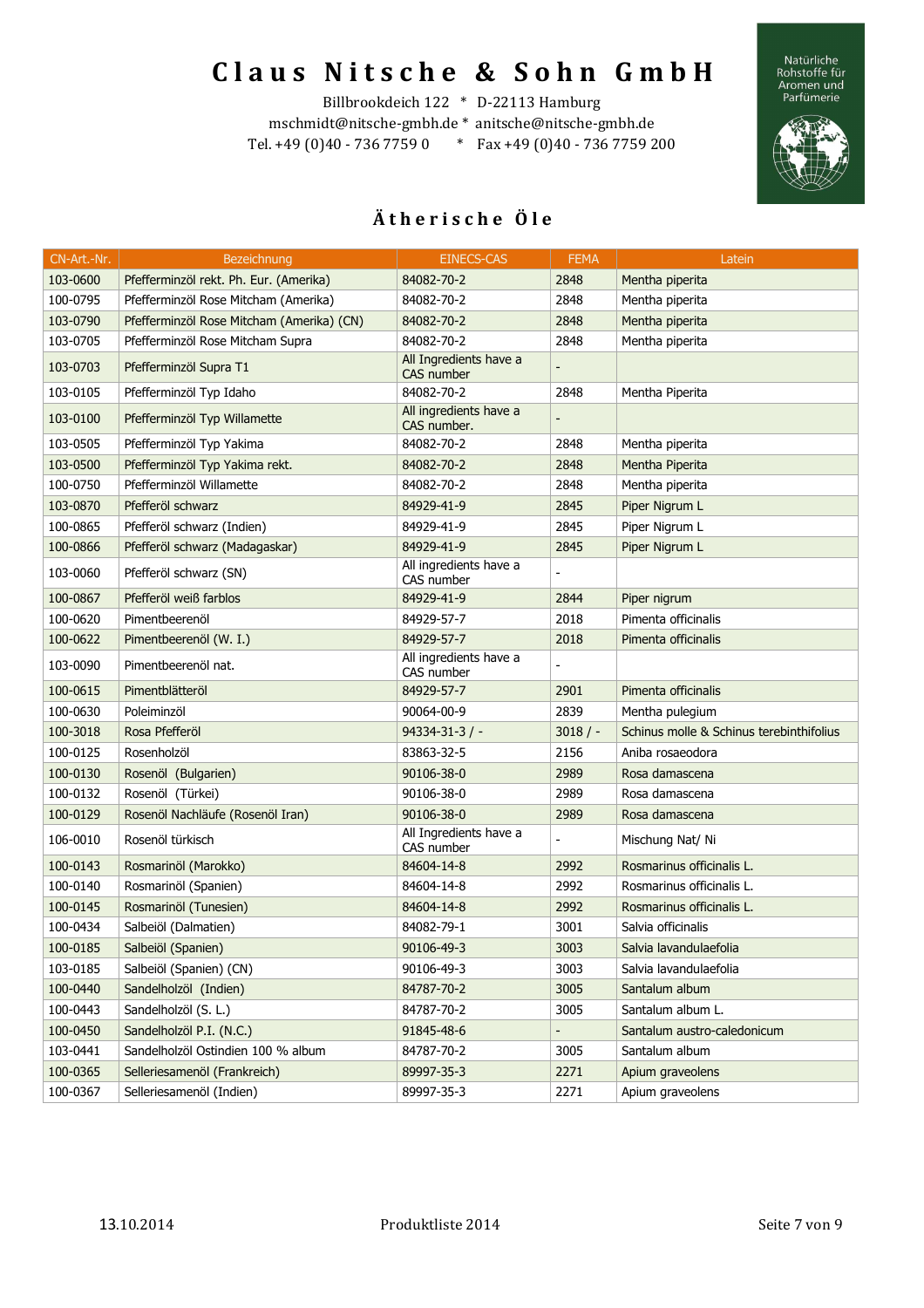# Claus Nitsche & Sohn GmbH

Billbrookdeich 122 * D-22113 Hamburg
mschmidt@nitsche-gmbh.de * anitsche@nitsche-gmbh.de
Tel. +49 (0)40 - 736 7759 0 * Fax +49 (0)40 - 736 7759 200

Natürliche Rohstoffe für Aromen und Parfümerie

## Ätherische Öle

| CN-Art.-Nr. | Bezeichnung | EINECS-CAS | FEMA | Latein |
|---|---|---|---|---|
| 103-0600 | Pfefferminzöl rekt. Ph. Eur. (Amerika) | 84082-70-2 | 2848 | Mentha piperita |
| 100-0795 | Pfefferminzöl Rose Mitcham (Amerika) | 84082-70-2 | 2848 | Mentha piperita |
| 103-0790 | Pfefferminzöl Rose Mitcham (Amerika) (CN) | 84082-70-2 | 2848 | Mentha piperita |
| 103-0705 | Pfefferminzöl Rose Mitcham Supra | 84082-70-2 | 2848 | Mentha piperita |
| 103-0703 | Pfefferminzöl Supra T1 | All Ingredients have a CAS number | - | |
| 103-0105 | Pfefferminzöl Typ Idaho | 84082-70-2 | 2848 | Mentha Piperita |
| 103-0100 | Pfefferminzöl Typ Willamette | All ingredients have a CAS number. | - | |
| 103-0505 | Pfefferminzöl Typ Yakima | 84082-70-2 | 2848 | Mentha piperita |
| 103-0500 | Pfefferminzöl Typ Yakima rekt. | 84082-70-2 | 2848 | Mentha Piperita |
| 100-0750 | Pfefferminzöl Willamette | 84082-70-2 | 2848 | Mentha piperita |
| 103-0870 | Pfefferöl schwarz | 84929-41-9 | 2845 | Piper Nigrum L |
| 100-0865 | Pfefferöl schwarz (Indien) | 84929-41-9 | 2845 | Piper Nigrum L |
| 100-0866 | Pfefferöl schwarz (Madagaskar) | 84929-41-9 | 2845 | Piper Nigrum L |
| 103-0060 | Pfefferöl schwarz (SN) | All ingredients have a CAS number | - | |
| 100-0867 | Pfefferöl weiß farblos | 84929-41-9 | 2844 | Piper nigrum |
| 100-0620 | Pimentbeerenöl | 84929-57-7 | 2018 | Pimenta officinalis |
| 100-0622 | Pimentbeerenöl (W. I.) | 84929-57-7 | 2018 | Pimenta officinalis |
| 103-0090 | Pimentbeerenöl nat. | All ingredients have a CAS number | - | |
| 100-0615 | Pimentblätteröl | 84929-57-7 | 2901 | Pimenta officinalis |
| 100-0630 | Poleiminzöl | 90064-00-9 | 2839 | Mentha pulegium |
| 100-3018 | Rosa Pfefferöl | 94334-31-3 / - | 3018 / - | Schinus molle & Schinus terebinthifolius |
| 100-0125 | Rosenholzöl | 83863-32-5 | 2156 | Aniba rosaeodora |
| 100-0130 | Rosenöl (Bulgarien) | 90106-38-0 | 2989 | Rosa damascena |
| 100-0132 | Rosenöl (Türkei) | 90106-38-0 | 2989 | Rosa damascena |
| 100-0129 | Rosenöl Nachläufe (Rosenöl Iran) | 90106-38-0 | 2989 | Rosa damascena |
| 106-0010 | Rosenöl türkisch | All Ingredients have a CAS number | - | Mischung Nat/ Ni |
| 100-0143 | Rosmarinöl (Marokko) | 84604-14-8 | 2992 | Rosmarinus officinalis L. |
| 100-0140 | Rosmarinöl (Spanien) | 84604-14-8 | 2992 | Rosmarinus officinalis L. |
| 100-0145 | Rosmarinöl (Tunesien) | 84604-14-8 | 2992 | Rosmarinus officinalis L. |
| 100-0434 | Salbeiöl (Dalmatien) | 84082-79-1 | 3001 | Salvia officinalis |
| 100-0185 | Salbeiöl (Spanien) | 90106-49-3 | 3003 | Salvia lavandulaefolia |
| 103-0185 | Salbeiöl (Spanien) (CN) | 90106-49-3 | 3003 | Salvia lavandulaefolia |
| 100-0440 | Sandelholzöl (Indien) | 84787-70-2 | 3005 | Santalum album |
| 100-0443 | Sandelholzöl (S. L.) | 84787-70-2 | 3005 | Santalum album L. |
| 100-0450 | Sandelholzöl P.I. (N.C.) | 91845-48-6 | - | Santalum austro-caledonicum |
| 103-0441 | Sandelholzöl Ostindien 100 % album | 84787-70-2 | 3005 | Santalum album |
| 100-0365 | Selleriesamenöl (Frankreich) | 89997-35-3 | 2271 | Apium graveolens |
| 100-0367 | Selleriesamenöl (Indien) | 89997-35-3 | 2271 | Apium graveolens |

13.10.2014 Produktliste 2014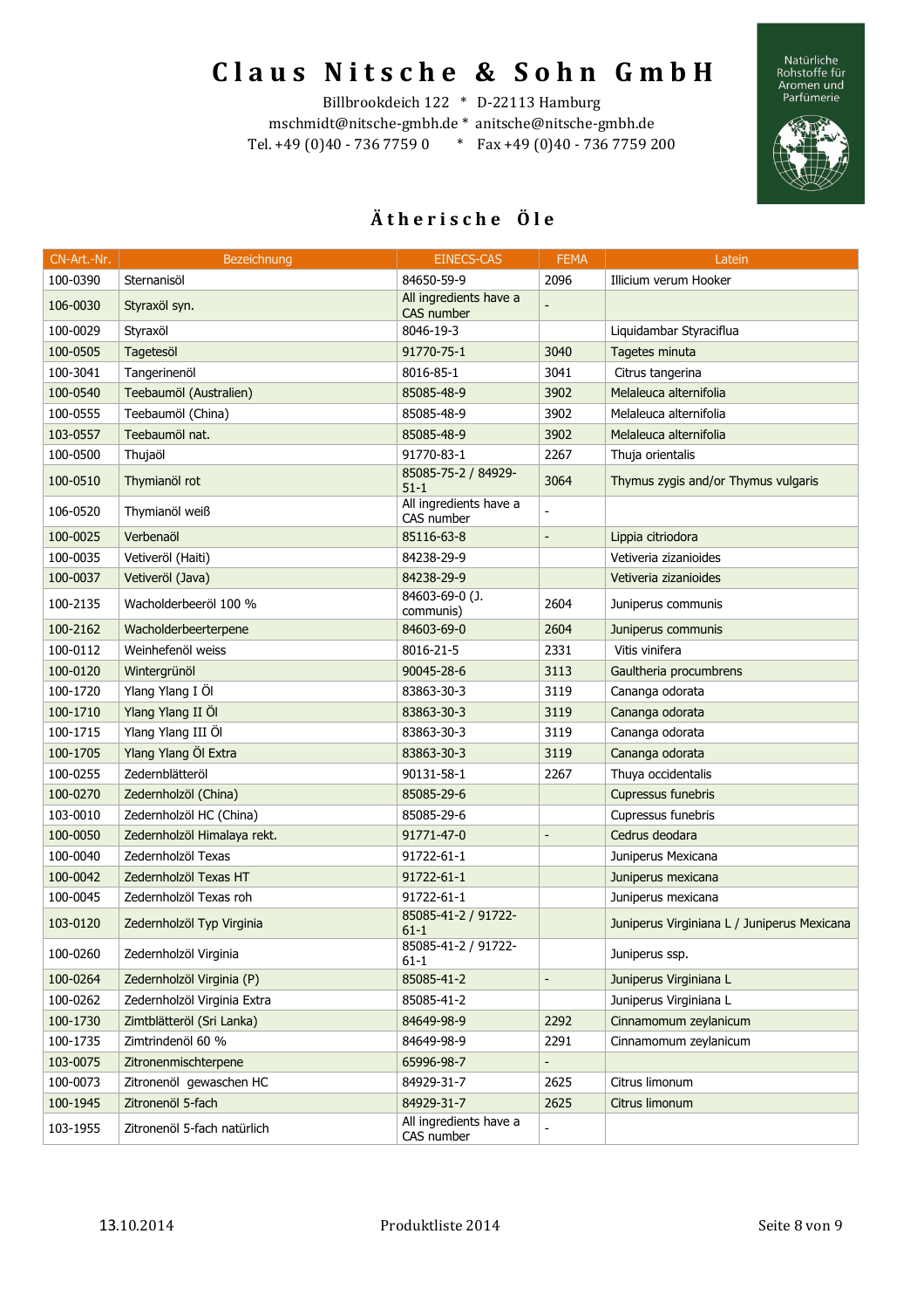# Claus Nitsche & Sohn GmbH

Billbrookdeich 122 * D-22113 Hamburg
mschmidt@nitsche-gmbh.de * anitsche@nitsche-gmbh.de
Tel. +49 (0)40 - 736 7759 0 * Fax +49 (0)40 - 736 7759 200

Natürliche Rohstoffe für Aromen und Parfümerie

## Ätherische Öle

| CN-Art.-Nr. | Bezeichnung | EINECS-CAS | FEMA | Latein |
|---|---|---|---|---|
| 100-0390 | Sternanisöl | 84650-59-9 | 2096 | Illicium verum Hooker |
| 106-0030 | Styraxöl syn. | All ingredients have a CAS number | - | |
| 100-0029 | Styraxöl | 8046-19-3 | | Liquidambar Styraciflua |
| 100-0505 | Tagetesöl | 91770-75-1 | 3040 | Tagetes minuta |
| 100-3041 | Tangerinenöl | 8016-85-1 | 3041 | Citrus tangerina |
| 100-0540 | Teebaumöl (Australien) | 85085-48-9 | 3902 | Melaleuca alternifolia |
| 100-0555 | Teebaumöl (China) | 85085-48-9 | 3902 | Melaleuca alternifolia |
| 103-0557 | Teebaumöl nat. | 85085-48-9 | 3902 | Melaleuca alternifolia |
| 100-0500 | Thujaöl | 91770-83-1 | 2267 | Thuja orientalis |
| 100-0510 | Thymianöl rot | 85085-75-2 / 84929-51-1 | 3064 | Thymus zygis and/or Thymus vulgaris |
| 106-0520 | Thymianöl weiß | All ingredients have a CAS number | - | |
| 100-0025 | Verbenaöl | 85116-63-8 | - | Lippia citriodora |
| 100-0035 | Vetiveröl (Haiti) | 84238-29-9 | | Vetiveria zizanioides |
| 100-0037 | Vetiveröl (Java) | 84238-29-9 | | Vetiveria zizanioides |
| 100-2135 | Wacholderbeeröl 100 % | 84603-69-0 (J. communis) | 2604 | Juniperus communis |
| 100-2162 | Wacholderbeerterpene | 84603-69-0 | 2604 | Juniperus communis |
| 100-0112 | Weinhefenöl weiss | 8016-21-5 | 2331 | Vitis vinifera |
| 100-0120 | Wintergrünöl | 90045-28-6 | 3113 | Gaultheria procumbrens |
| 100-1720 | Ylang Ylang I Öl | 83863-30-3 | 3119 | Cananga odorata |
| 100-1710 | Ylang Ylang II Öl | 83863-30-3 | 3119 | Cananga odorata |
| 100-1715 | Ylang Ylang III Öl | 83863-30-3 | 3119 | Cananga odorata |
| 100-1705 | Ylang Ylang Öl Extra | 83863-30-3 | 3119 | Cananga odorata |
| 100-0255 | Zedernblätteröl | 90131-58-1 | 2267 | Thuya occidentalis |
| 100-0270 | Zedernholzöl (China) | 85085-29-6 | | Cupressus funebris |
| 103-0010 | Zedernholzöl HC (China) | 85085-29-6 | | Cupressus funebris |
| 100-0050 | Zedernholzöl Himalaya rekt. | 91771-47-0 | - | Cedrus deodara |
| 100-0040 | Zedernholzöl Texas | 91722-61-1 | | Juniperus Mexicana |
| 100-0042 | Zedernholzöl Texas HT | 91722-61-1 | | Juniperus mexicana |
| 100-0045 | Zedernholzöl Texas roh | 91722-61-1 | | Juniperus mexicana |
| 103-0120 | Zedernholzöl Typ Virginia | 85085-41-2 / 91722-61-1 | | Juniperus Virginiana L / Juniperus Mexicana |
| 100-0260 | Zedernholzöl Virginia | 85085-41-2 / 91722-61-1 | | Juniperus ssp. |
| 100-0264 | Zedernholzöl Virginia (P) | 85085-41-2 | - | Juniperus Virginiana L |
| 100-0262 | Zedernholzöl Virginia Extra | 85085-41-2 | | Juniperus Virginiana L |
| 100-1730 | Zimtblätteröl (Sri Lanka) | 84649-98-9 | 2292 | Cinnamomum zeylanicum |
| 100-1735 | Zimtrindenöl 60 % | 84649-98-9 | 2291 | Cinnamomum zeylanicum |
| 103-0075 | Zitronenmischterpene | 65996-98-7 | - | |
| 100-0073 | Zitronenöl gewaschen HC | 84929-31-7 | 2625 | Citrus limonum |
| 100-1945 | Zitronenöl 5-fach | 84929-31-7 | 2625 | Citrus limonum |
| 103-1955 | Zitronenöl 5-fach natürlich | All ingredients have a CAS number | - | |

13.10.2014 Produktliste 2014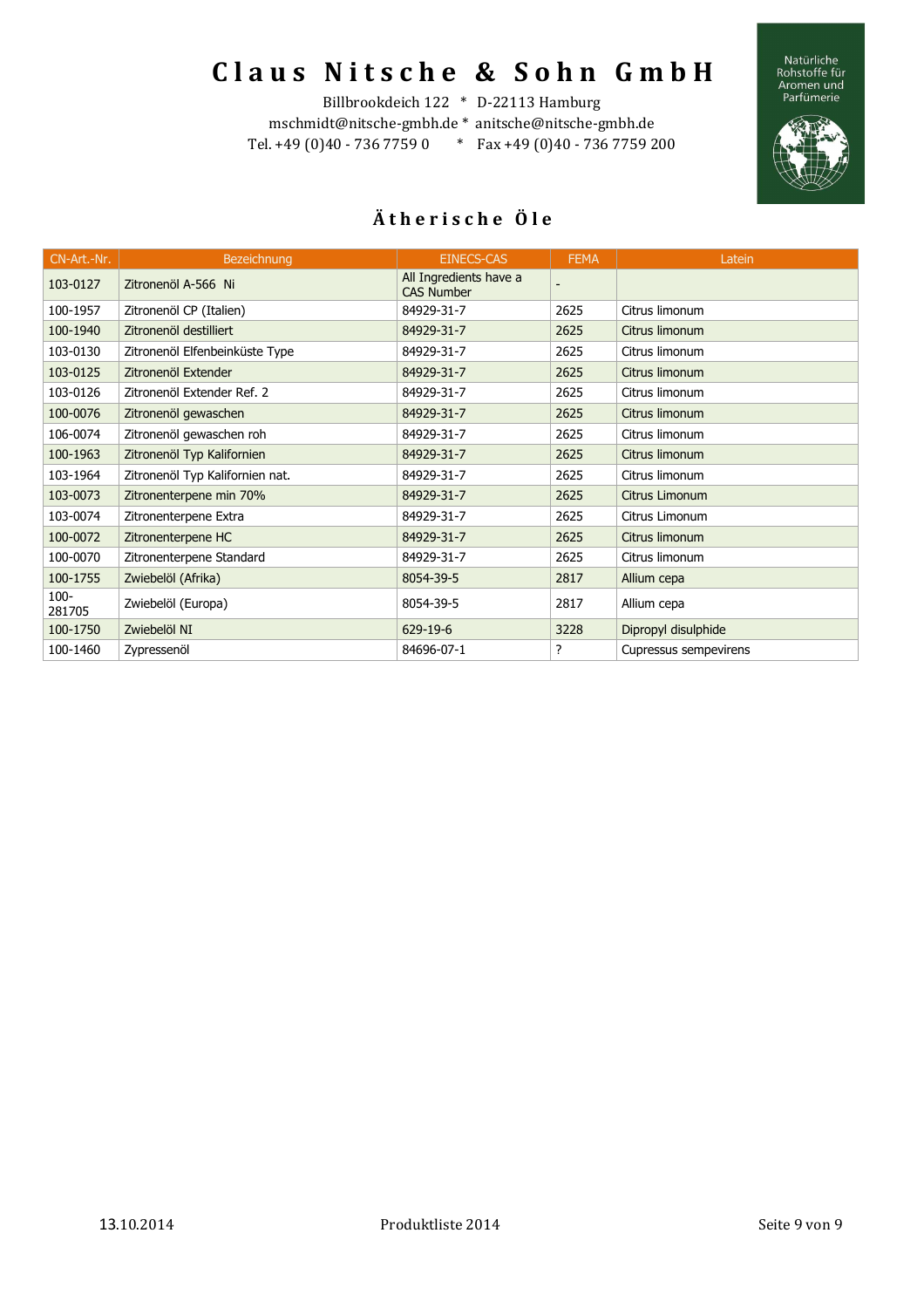# Claus Nitsche & Sohn GmbH

Billbrookdeich 122 * D-22113 Hamburg
mschmidt@nitsche-gmbh.de * anitsche@nitsche-gmbh.de
Tel. +49 (0)40 - 736 7759 0 * Fax +49 (0)40 - 736 7759 200

Natürliche Rohstoffe für Aromen und Parfümerie

## Ätherische Öle

| CN-Art.-Nr. | Bezeichnung | EINECS-CAS | FEMA | Latein |
|---|---|---|---|---|
| 103-0127 | Zitronenöl A-566 Ni | All Ingredients have a CAS Number | - | |
| 100-1957 | Zitronenöl CP (Italien) | 84929-31-7 | 2625 | Citrus limonum |
| 100-1940 | Zitronenöl destilliert | 84929-31-7 | 2625 | Citrus limonum |
| 103-0130 | Zitronenöl Elfenbeinküste Type | 84929-31-7 | 2625 | Citrus limonum |
| 103-0125 | Zitronenöl Extender | 84929-31-7 | 2625 | Citrus limonum |
| 103-0126 | Zitronenöl Extender Ref. 2 | 84929-31-7 | 2625 | Citrus limonum |
| 100-0076 | Zitronenöl gewaschen | 84929-31-7 | 2625 | Citrus limonum |
| 106-0074 | Zitronenöl gewaschen roh | 84929-31-7 | 2625 | Citrus limonum |
| 100-1963 | Zitronenöl Typ Kalifornien | 84929-31-7 | 2625 | Citrus limonum |
| 103-1964 | Zitronenöl Typ Kalifornien nat. | 84929-31-7 | 2625 | Citrus limonum |
| 103-0073 | Zitronenterpene min 70% | 84929-31-7 | 2625 | Citrus Limonum |
| 103-0074 | Zitronenterpene Extra | 84929-31-7 | 2625 | Citrus Limonum |
| 100-0072 | Zitronenterpene HC | 84929-31-7 | 2625 | Citrus limonum |
| 100-0070 | Zitronenterpene Standard | 84929-31-7 | 2625 | Citrus limonum |
| 100-1755 | Zwiebelöl (Afrika) | 8054-39-5 | 2817 | Allium cepa |
| 100-281705 | Zwiebelöl (Europa) | 8054-39-5 | 2817 | Allium cepa |
| 100-1750 | Zwiebelöl NI | 629-19-6 | 3228 | Dipropyl disulphide |
| 100-1460 | Zypressenöl | 84696-07-1 | ? | Cupressus sempevirens |

13.10.2014 Produktliste 2014